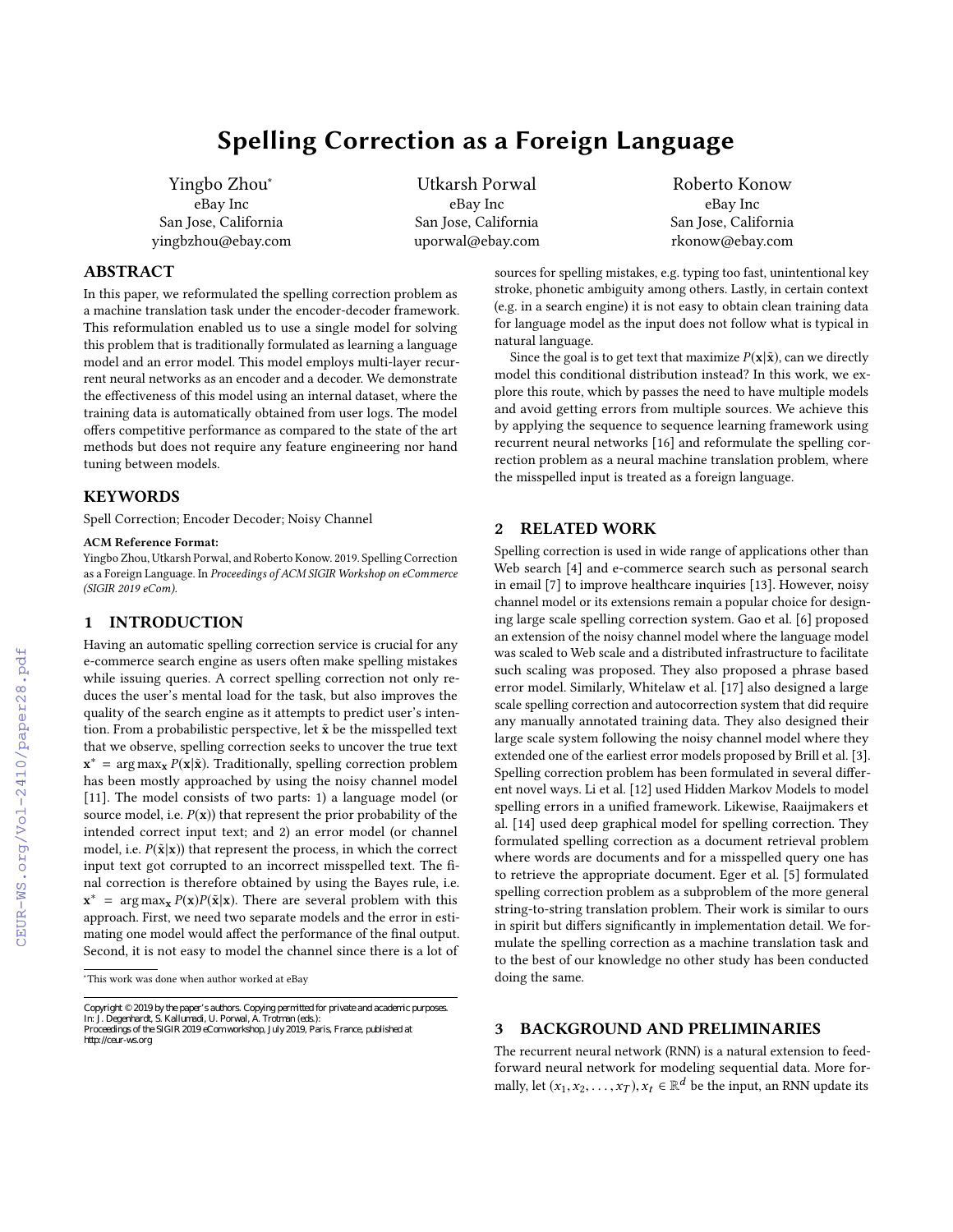# Spelling Correction as a Foreign Language

Yingbo Zhou*
eBay Inc
San Jose, California
yingbzhou@ebay.com

Utkarsh Porwal
eBay Inc
San Jose, California
uporwal@ebay.com

Roberto Konow
eBay Inc
San Jose, California
rkonow@ebay.com

## ABSTRACT

In this paper, we reformulated the spelling correction problem as a machine translation task under the encoder-decoder framework. This reformulation enabled us to use a single model for solving this problem that is traditionally formulated as learning a language model and an error model. This model employs multi-layer recurrent neural networks as an encoder and a decoder. We demonstrate the effectiveness of this model using an internal dataset, where the training data is automatically obtained from user logs. The model offers competitive performance as compared to the state of the art methods but does not require any feature engineering nor hand tuning between models.

## KEYWORDS

Spell Correction; Encoder Decoder; Noisy Channel

**ACM Reference Format:**

Yingbo Zhou, Utkarsh Porwal, and Roberto Konow. 2019. Spelling Correction as a Foreign Language. In *Proceedings of ACM SIGIR Workshop on eCommerce (SIGIR 2019 eCom).*

## 1 INTRODUCTION

Having an automatic spelling correction service is crucial for any e-commerce search engine as users often make spelling mistakes while issuing queries. A correct spelling correction not only reduces the user's mental load for the task, but also improves the quality of the search engine as it attempts to predict user's intention. From a probabilistic perspective, let $\tilde{\mathbf{x}}$ be the misspelled text that we observe, spelling correction seeks to uncover the true text $\mathbf{x}^* = \arg\max_{\mathbf{x}} P(\mathbf{x}|\tilde{\mathbf{x}})$. Traditionally, spelling correction problem has been mostly approached by using the noisy channel model [11]. The model consists of two parts: 1) a language model (or source model, i.e. $P(\mathbf{x})$) that represent the prior probability of the intended correct input text; and 2) an error model (or channel model, i.e. $P(\tilde{\mathbf{x}}|\mathbf{x})$) that represent the process, in which the correct input text got corrupted to an incorrect misspelled text. The final correction is therefore obtained by using the Bayes rule, i.e. $\mathbf{x}^* = \arg\max_{\mathbf{x}} P(\mathbf{x})P(\tilde{\mathbf{x}}|\mathbf{x})$. There are several problem with this approach. First, we need two separate models and the error in estimating one model would affect the performance of the final output. Second, it is not easy to model the channel since there is a lot of sources for spelling mistakes, e.g. typing too fast, unintentional key stroke, phonetic ambiguity among others. Lastly, in certain context (e.g. in a search engine) it is not easy to obtain clean training data for language model as the input does not follow what is typical in natural language.

Since the goal is to get text that maximize $P(\mathbf{x}|\tilde{\mathbf{x}})$, can we directly model this conditional distribution instead? In this work, we explore this route, which by passes the need to have multiple models and avoid getting errors from multiple sources. We achieve this by applying the sequence to sequence learning framework using recurrent neural networks [16] and reformulate the spelling correction problem as a neural machine translation problem, where the misspelled input is treated as a foreign language.

*This work was done when author worked at eBay

Copyright © 2019 by the paper's authors. Copying permitted for private and academic purposes.
In: J. Degenhardt, S. Kallumadi, U. Porwal, A. Trotman (eds.):
Proceedings of the SIGIR 2019 eCom workshop, July 2019, Paris, France, published at http://ceur-ws.org

## 2 RELATED WORK

Spelling correction is used in wide range of applications other than Web search [4] and e-commerce search such as personal search in email [7] to improve healthcare inquiries [13]. However, noisy channel model or its extensions remain a popular choice for designing large scale spelling correction system. Gao et al. [6] proposed an extension of the noisy channel model where the language model was scaled to Web scale and a distributed infrastructure to facilitate such scaling was proposed. They also proposed a phrase based error model. Similarly, Whitelaw et al. [17] also designed a large scale spelling correction and autocorrection system that did require any manually annotated training data. They also designed their large scale system following the noisy channel model where they extended one of the earliest error models proposed by Brill et al. [3]. Spelling correction problem has been formulated in several different novel ways. Li et al. [12] used Hidden Markov Models to model spelling errors in a unified framework. Likewise, Raaijmakers et al. [14] used deep graphical model for spelling correction. They formulated spelling correction as a document retrieval problem where words are documents and for a misspelled query one has to retrieve the appropriate document. Eger et al. [5] formulated spelling correction problem as a subproblem of the more general string-to-string translation problem. Their work is similar to ours in spirit but differs significantly in implementation detail. We formulate the spelling correction as a machine translation task and to the best of our knowledge no other study has been conducted doing the same.

## 3 BACKGROUND AND PRELIMINARIES

The recurrent neural network (RNN) is a natural extension to feed-forward neural network for modeling sequential data. More formally, let $(x_1, x_2, \ldots, x_T), x_t \in \mathbb{R}^d$ be the input, an RNN update its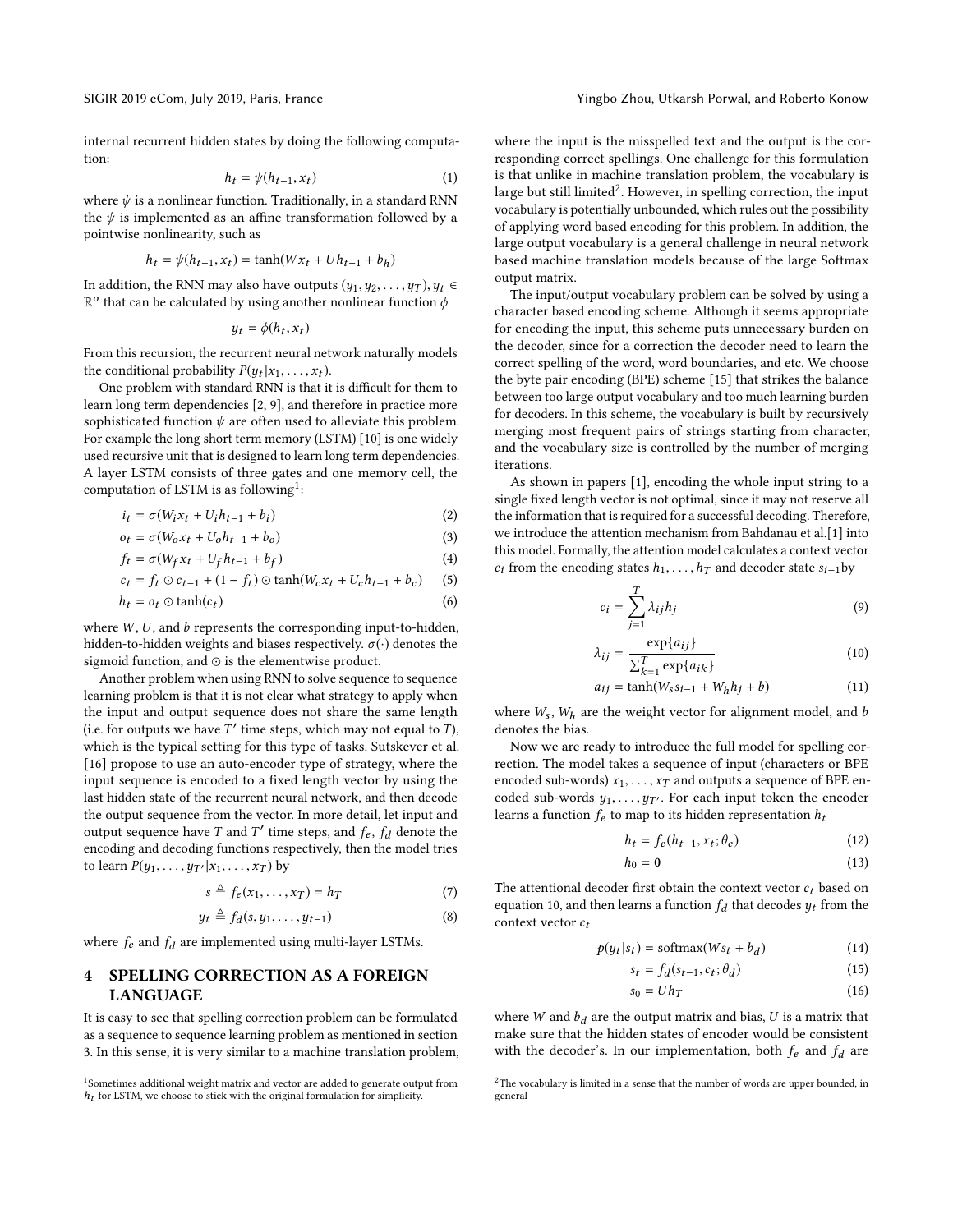internal recurrent hidden states by doing the following computation:

$$h_t = \psi(h_{t-1}, x_t) \tag{1}$$

where $\psi$ is a nonlinear function. Traditionally, in a standard RNN the $\psi$ is implemented as an affine transformation followed by a pointwise nonlinearity, such as

$$h_t = \psi(h_{t-1}, x_t) = \tanh(Wx_t + Uh_{t-1} + b_h)$$

In addition, the RNN may also have outputs $(y_1, y_2, \ldots, y_T)$, $y_t \in \mathbb{R}^o$ that can be calculated by using another nonlinear function $\phi$

$$y_t = \phi(h_t, x_t)$$

From this recursion, the recurrent neural network naturally models the conditional probability $P(y_t | x_1, \ldots, x_t)$.

One problem with standard RNN is that it is difficult for them to learn long term dependencies [2, 9], and therefore in practice more sophisticated function $\psi$ are often used to alleviate this problem. For example the long short term memory (LSTM) [10] is one widely used recursive unit that is designed to learn long term dependencies. A layer LSTM consists of three gates and one memory cell, the computation of LSTM is as following[1]:

$$i_t = \sigma(W_i x_t + U_i h_{t-1} + b_i) \tag{2}$$

$$o_t = \sigma(W_o x_t + U_o h_{t-1} + b_o) \tag{3}$$

$$f_t = \sigma(W_f x_t + U_f h_{t-1} + b_f) \tag{4}$$

$$c_t = f_t \odot c_{t-1} + (1 - f_t) \odot \tanh(W_c x_t + U_c h_{t-1} + b_c) \tag{5}$$

$$h_t = o_t \odot \tanh(c_t) \tag{6}$$

where $W$, $U$, and $b$ represents the corresponding input-to-hidden, hidden-to-hidden weights and biases respectively. $\sigma(\cdot)$ denotes the sigmoid function, and $\odot$ is the elementwise product.

Another problem when using RNN to solve sequence to sequence learning problem is that it is not clear what strategy to apply when the input and output sequence does not share the same length (i.e. for outputs we have $T'$ time steps, which may not equal to $T$), which is the typical setting for this type of tasks. Sutskever et al. [16] propose to use an auto-encoder type of strategy, where the input sequence is encoded to a fixed length vector by using the last hidden state of the recurrent neural network, and then decode the output sequence from the vector. In more detail, let input and output sequence have $T$ and $T'$ time steps, and $f_e$, $f_d$ denote the encoding and decoding functions respectively, then the model tries to learn $P(y_1, \ldots, y_{T'} | x_1, \ldots, x_T)$ by

$$s \triangleq f_e(x_1, \ldots, x_T) = h_T \tag{7}$$

$$y_t \triangleq f_d(s, y_1, \ldots, y_{t-1}) \tag{8}$$

where $f_e$ and $f_d$ are implemented using multi-layer LSTMs.

## 4 SPELLING CORRECTION AS A FOREIGN LANGUAGE

It is easy to see that spelling correction problem can be formulated as a sequence to sequence learning problem as mentioned in section 3. In this sense, it is very similar to a machine translation problem, where the input is the misspelled text and the output is the corresponding correct spellings. One challenge for this formulation is that unlike in machine translation problem, the vocabulary is large but still limited[2]. However, in spelling correction, the input vocabulary is potentially unbounded, which rules out the possibility of applying word based encoding for this problem. In addition, the large output vocabulary is a general challenge in neural network based machine translation models because of the large Softmax output matrix.

The input/output vocabulary problem can be solved by using a character based encoding scheme. Although it seems appropriate for encoding the input, this scheme puts unnecessary burden on the decoder, since for a correction the decoder need to learn the correct spelling of the word, word boundaries, and etc. We choose the byte pair encoding (BPE) scheme [15] that strikes the balance between too large output vocabulary and too much learning burden for decoders. In this scheme, the vocabulary is built by recursively merging most frequent pairs of strings starting from character, and the vocabulary size is controlled by the number of merging iterations.

As shown in papers [1], encoding the whole input string to a single fixed length vector is not optimal, since it may not reserve all the information that is required for a successful decoding. Therefore, we introduce the attention mechanism from Bahdanau et al.[1] into this model. Formally, the attention model calculates a context vector $c_i$ from the encoding states $h_1, \ldots, h_T$ and decoder state $s_{i-1}$by

$$c_i = \sum_{j=1}^{T} \lambda_{ij} h_j \tag{9}$$

$$\lambda_{ij} = \frac{\exp\{a_{ij}\}}{\sum_{k=1}^{T} \exp\{a_{ik}\}} \tag{10}$$

$$a_{ij} = \tanh(W_s s_{i-1} + W_h h_j + b) \tag{11}$$

where $W_s$, $W_h$ are the weight vector for alignment model, and $b$ denotes the bias.

Now we are ready to introduce the full model for spelling correction. The model takes a sequence of input (characters or BPE encoded sub-words) $x_1, \ldots, x_T$ and outputs a sequence of BPE encoded sub-words $y_1, \ldots, y_{T'}$. For each input token the encoder learns a function $f_e$ to map to its hidden representation $h_t$

$$h_t = f_e(h_{t-1}, x_t; \theta_e) \tag{12}$$

$$h_0 = \mathbf{0} \tag{13}$$

The attentional decoder first obtain the context vector $c_t$ based on equation 10, and then learns a function $f_d$ that decodes $y_t$ from the context vector $c_t$

$$p(y_t | s_t) = \text{softmax}(Ws_t + b_d) \tag{14}$$

$$s_t = f_d(s_{t-1}, c_t; \theta_d) \tag{15}$$

$$s_0 = Uh_T \tag{16}$$

where $W$ and $b_d$ are the output matrix and bias, $U$ is a matrix that make sure that the hidden states of encoder would be consistent with the decoder's. In our implementation, both $f_e$ and $f_d$ are

---

[1] Sometimes additional weight matrix and vector are added to generate output from $h_t$ for LSTM, we choose to stick with the original formulation for simplicity.

[2] The vocabulary is limited in a sense that the number of words are upper bounded, in general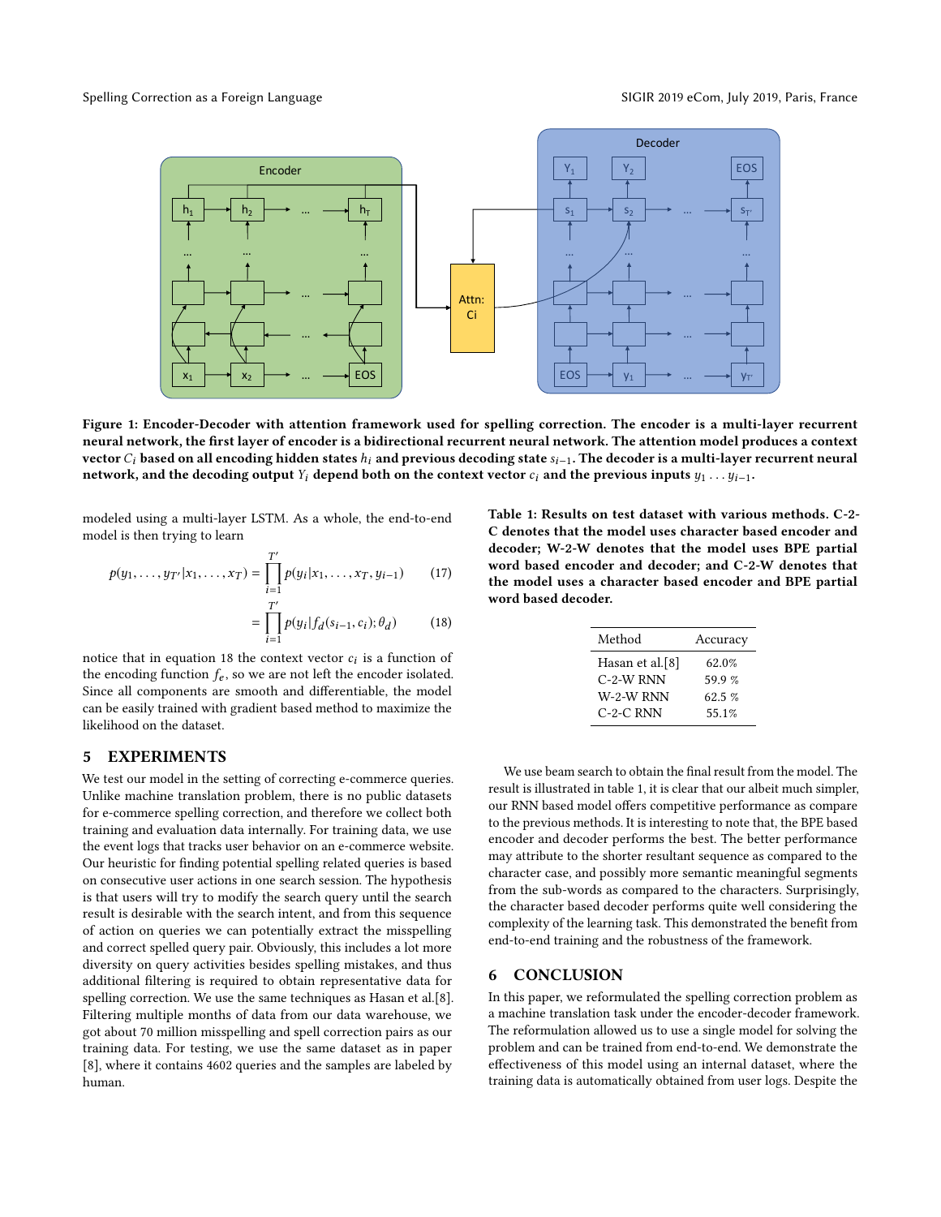Figure 1: Encoder-Decoder with attention framework used for spelling correction. The encoder is a multi-layer recurrent neural network, the first layer of encoder is a bidirectional recurrent neural network. The attention model produces a context vector $C_i$ based on all encoding hidden states $h_i$ and previous decoding state $s_{i-1}$. The decoder is a multi-layer recurrent neural network, and the decoding output $Y_i$ depend both on the context vector $c_i$ and the previous inputs $y_1 \dots y_{i-1}$.

modeled using a multi-layer LSTM. As a whole, the end-to-end model is then trying to learn

$$p(y_1, \dots, y_{T'} | x_1, \dots, x_T) = \prod_{i=1}^{T'} p(y_i | x_1, \dots, x_T, y_{i-1}) \tag{17}$$

$$= \prod_{i=1}^{T'} p(y_i | f_d(s_{i-1}, c_i); \theta_d) \tag{18}$$

notice that in equation 18 the context vector $c_i$ is a function of the encoding function $f_e$, so we are not left the encoder isolated. Since all components are smooth and differentiable, the model can be easily trained with gradient based method to maximize the likelihood on the dataset.

## 5 EXPERIMENTS

We test our model in the setting of correcting e-commerce queries. Unlike machine translation problem, there is no public datasets for e-commerce spelling correction, and therefore we collect both training and evaluation data internally. For training data, we use the event logs that tracks user behavior on an e-commerce website. Our heuristic for finding potential spelling related queries is based on consecutive user actions in one search session. The hypothesis is that users will try to modify the search query until the search result is desirable with the search intent, and from this sequence of action on queries we can potentially extract the misspelling and correct spelled query pair. Obviously, this includes a lot more diversity on query activities besides spelling mistakes, and thus additional filtering is required to obtain representative data for spelling correction. We use the same techniques as Hasan et al.[8]. Filtering multiple months of data from our data warehouse, we got about 70 million misspelling and spell correction pairs as our training data. For testing, we use the same dataset as in paper [8], where it contains 4602 queries and the samples are labeled by human.

**Table 1: Results on test dataset with various methods. C-2-C denotes that the model uses character based encoder and decoder; W-2-W denotes that the model uses BPE partial word based encoder and decoder; and C-2-W denotes that the model uses a character based encoder and BPE partial word based decoder.**

| Method | Accuracy |
|---|---|
| Hasan et al.[8] | 62.0% |
| C-2-W RNN | 59.9 % |
| W-2-W RNN | 62.5 % |
| C-2-C RNN | 55.1% |

We use beam search to obtain the final result from the model. The result is illustrated in table 1, it is clear that our albeit much simpler, our RNN based model offers competitive performance as compare to the previous methods. It is interesting to note that, the BPE based encoder and decoder performs the best. The better performance may attribute to the shorter resultant sequence as compared to the character case, and possibly more semantic meaningful segments from the sub-words as compared to the characters. Surprisingly, the character based decoder performs quite well considering the complexity of the learning task. This demonstrated the benefit from end-to-end training and the robustness of the framework.

## 6 CONCLUSION

In this paper, we reformulated the spelling correction problem as a machine translation task under the encoder-decoder framework. The reformulation allowed us to use a single model for solving the problem and can be trained from end-to-end. We demonstrate the effectiveness of this model using an internal dataset, where the training data is automatically obtained from user logs. Despite the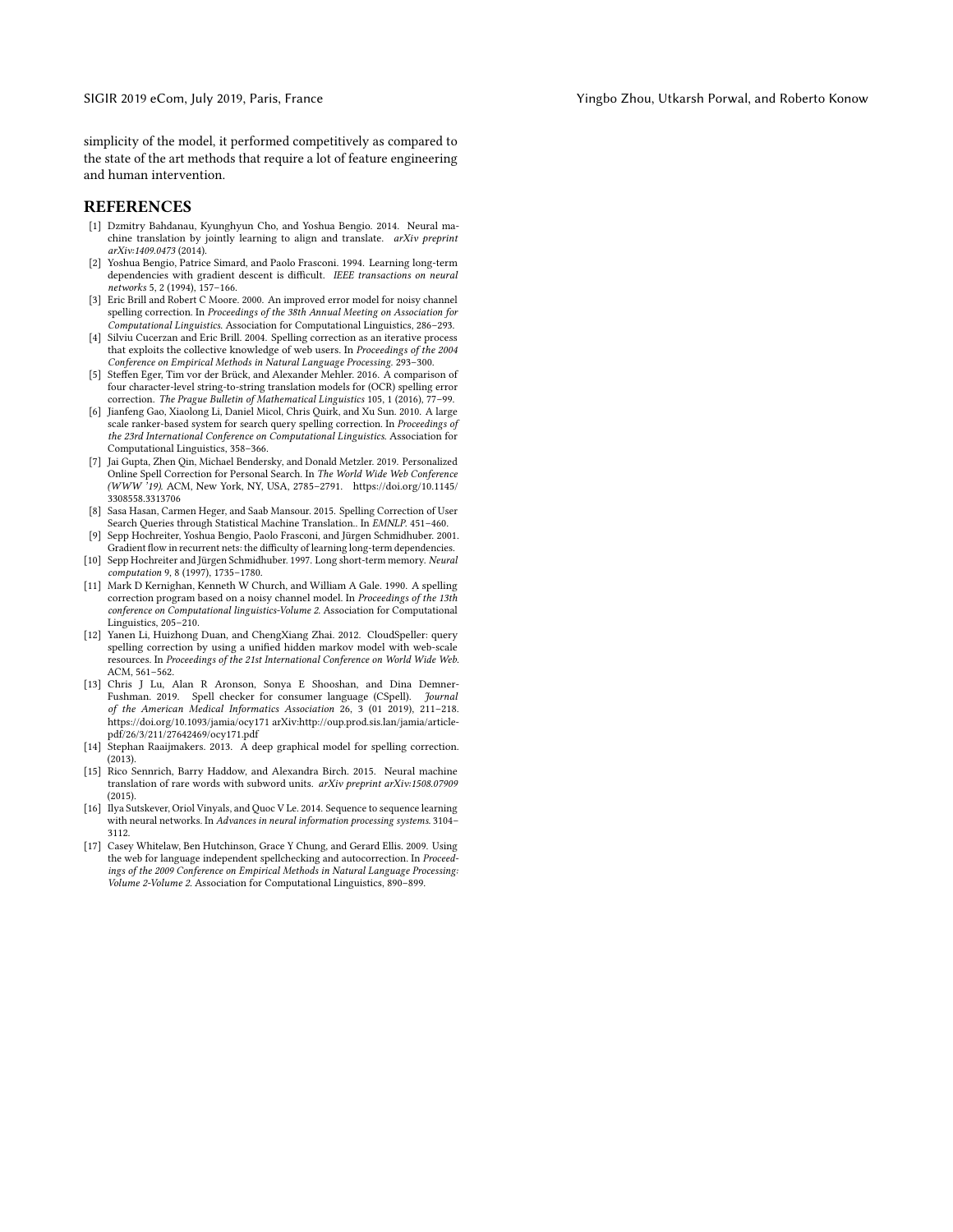simplicity of the model, it performed competitively as compared to the state of the art methods that require a lot of feature engineering and human intervention.

## REFERENCES

[1] Dzmitry Bahdanau, Kyunghyun Cho, and Yoshua Bengio. 2014. Neural machine translation by jointly learning to align and translate. *arXiv preprint arXiv:1409.0473* (2014).

[2] Yoshua Bengio, Patrice Simard, and Paolo Frasconi. 1994. Learning long-term dependencies with gradient descent is difficult. *IEEE transactions on neural networks* 5, 2 (1994), 157–166.

[3] Eric Brill and Robert C Moore. 2000. An improved error model for noisy channel spelling correction. In *Proceedings of the 38th Annual Meeting on Association for Computational Linguistics*. Association for Computational Linguistics, 286–293.

[4] Silviu Cucerzan and Eric Brill. 2004. Spelling correction as an iterative process that exploits the collective knowledge of web users. In *Proceedings of the 2004 Conference on Empirical Methods in Natural Language Processing*. 293–300.

[5] Steffen Eger, Tim vor der Brück, and Alexander Mehler. 2016. A comparison of four character-level string-to-string translation models for (OCR) spelling error correction. *The Prague Bulletin of Mathematical Linguistics* 105, 1 (2016), 77–99.

[6] Jianfeng Gao, Xiaolong Li, Daniel Micol, Chris Quirk, and Xu Sun. 2010. A large scale ranker-based system for search query spelling correction. In *Proceedings of the 23rd International Conference on Computational Linguistics*. Association for Computational Linguistics, 358–366.

[7] Jai Gupta, Zhen Qin, Michael Bendersky, and Donald Metzler. 2019. Personalized Online Spell Correction for Personal Search. In *The World Wide Web Conference (WWW '19)*. ACM, New York, NY, USA, 2785–2791. https://doi.org/10.1145/3308558.3313706

[8] Sasa Hasan, Carmen Heger, and Saab Mansour. 2015. Spelling Correction of User Search Queries through Statistical Machine Translation.. In *EMNLP*. 451–460.

[9] Sepp Hochreiter, Yoshua Bengio, Paolo Frasconi, and Jürgen Schmidhuber. 2001. Gradient flow in recurrent nets: the difficulty of learning long-term dependencies.

[10] Sepp Hochreiter and Jürgen Schmidhuber. 1997. Long short-term memory. *Neural computation* 9, 8 (1997), 1735–1780.

[11] Mark D Kernighan, Kenneth W Church, and William A Gale. 1990. A spelling correction program based on a noisy channel model. In *Proceedings of the 13th conference on Computational linguistics-Volume 2*. Association for Computational Linguistics, 205–210.

[12] Yanen Li, Huizhong Duan, and ChengXiang Zhai. 2012. CloudSpeller: query spelling correction by using a unified hidden markov model with web-scale resources. In *Proceedings of the 21st International Conference on World Wide Web*. ACM, 561–562.

[13] Chris J Lu, Alan R Aronson, Sonya E Shooshan, and Dina Demner-Fushman. 2019. Spell checker for consumer language (CSpell). *Journal of the American Medical Informatics Association* 26, 3 (01 2019), 211–218. https://doi.org/10.1093/jamia/ocy171 arXiv:http://oup.prod.sis.lan/jamia/article-pdf/26/3/211/27642469/ocy171.pdf

[14] Stephan Raaijmakers. 2013. A deep graphical model for spelling correction. (2013).

[15] Rico Sennrich, Barry Haddow, and Alexandra Birch. 2015. Neural machine translation of rare words with subword units. *arXiv preprint arXiv:1508.07909* (2015).

[16] Ilya Sutskever, Oriol Vinyals, and Quoc V Le. 2014. Sequence to sequence learning with neural networks. In *Advances in neural information processing systems*. 3104–3112.

[17] Casey Whitelaw, Ben Hutchinson, Grace Y Chung, and Gerard Ellis. 2009. Using the web for language independent spellchecking and autocorrection. In *Proceedings of the 2009 Conference on Empirical Methods in Natural Language Processing: Volume 2-Volume 2*. Association for Computational Linguistics, 890–899.